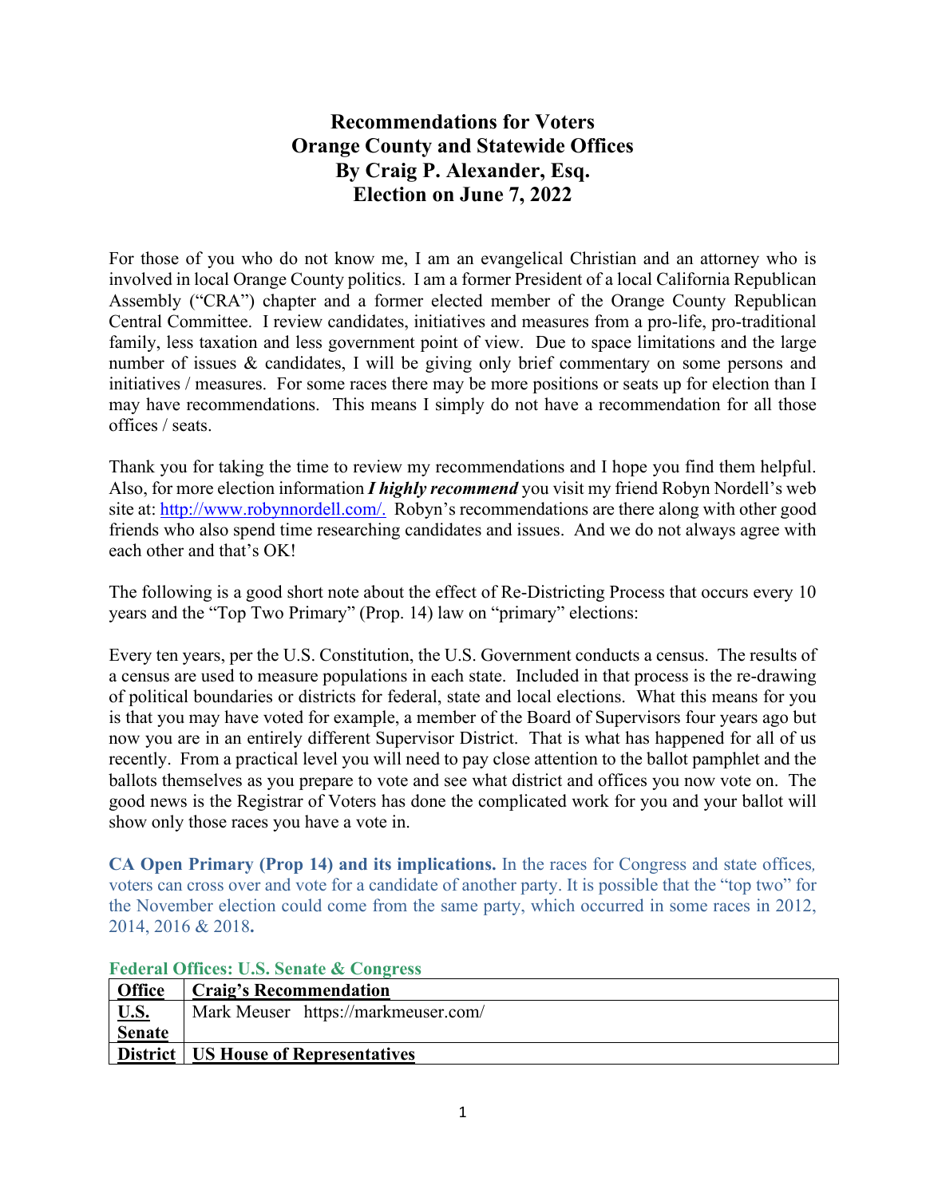# Recommendations for Voters
# Orange County and Statewide Offices
# By Craig P. Alexander, Esq.
# Election on June 7, 2022

For those of you who do not know me, I am an evangelical Christian and an attorney who is involved in local Orange County politics. I am a former President of a local California Republican Assembly ("CRA") chapter and a former elected member of the Orange County Republican Central Committee. I review candidates, initiatives and measures from a pro-life, pro-traditional family, less taxation and less government point of view. Due to space limitations and the large number of issues & candidates, I will be giving only brief commentary on some persons and initiatives / measures. For some races there may be more positions or seats up for election than I may have recommendations. This means I simply do not have a recommendation for all those offices / seats.

Thank you for taking the time to review my recommendations and I hope you find them helpful. Also, for more election information ***I highly recommend*** you visit my friend Robyn Nordell's web site at: http://www.robynnordell.com/. Robyn's recommendations are there along with other good friends who also spend time researching candidates and issues. And we do not always agree with each other and that's OK!

The following is a good short note about the effect of Re-Districting Process that occurs every 10 years and the "Top Two Primary" (Prop. 14) law on "primary" elections:

Every ten years, per the U.S. Constitution, the U.S. Government conducts a census. The results of a census are used to measure populations in each state. Included in that process is the re-drawing of political boundaries or districts for federal, state and local elections. What this means for you is that you may have voted for example, a member of the Board of Supervisors four years ago but now you are in an entirely different Supervisor District. That is what has happened for all of us recently. From a practical level you will need to pay close attention to the ballot pamphlet and the ballots themselves as you prepare to vote and see what district and offices you now vote on. The good news is the Registrar of Voters has done the complicated work for you and your ballot will show only those races you have a vote in.

**CA Open Primary (Prop 14) and its implications.** In the races for Congress and state offices, voters can cross over and vote for a candidate of another party. It is possible that the "top two" for the November election could come from the same party, which occurred in some races in 2012, 2014, 2016 & 2018.

### Federal Offices: U.S. Senate & Congress

| **Office** | **Craig's Recommendation** |
| --- | --- |
| **U.S. Senate** | Mark Meuser https://markmeuser.com/ |
| **District** | **US House of Representatives** |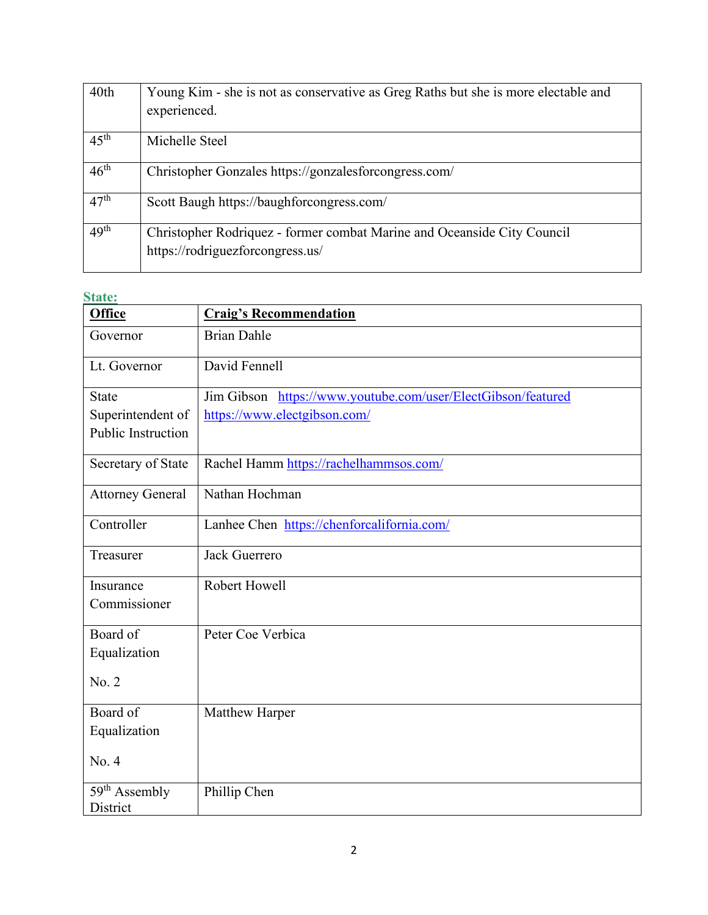| 40th | Young Kim - she is not as conservative as Greg Raths but she is more electable and experienced. |
| --- | --- |
| 45th | Michelle Steel |
| 46th | Christopher Gonzales https://gonzalesforcongress.com/ |
| 47th | Scott Baugh https://baughforcongress.com/ |
| 49th | Christopher Rodriquez - former combat Marine and Oceanside City Council https://rodriguezforcongress.us/ |

**State:**

| **Office** | **Craig's Recommendation** |
| --- | --- |
| Governor | Brian Dahle |
| Lt. Governor | David Fennell |
| State Superintendent of Public Instruction | Jim Gibson https://www.youtube.com/user/ElectGibson/featured https://www.electgibson.com/ |
| Secretary of State | Rachel Hamm https://rachelhammsos.com/ |
| Attorney General | Nathan Hochman |
| Controller | Lanhee Chen https://chenforcalifornia.com/ |
| Treasurer | Jack Guerrero |
| Insurance Commissioner | Robert Howell |
| Board of Equalization No. 2 | Peter Coe Verbica |
| Board of Equalization No. 4 | Matthew Harper |
| 59th Assembly District | Phillip Chen |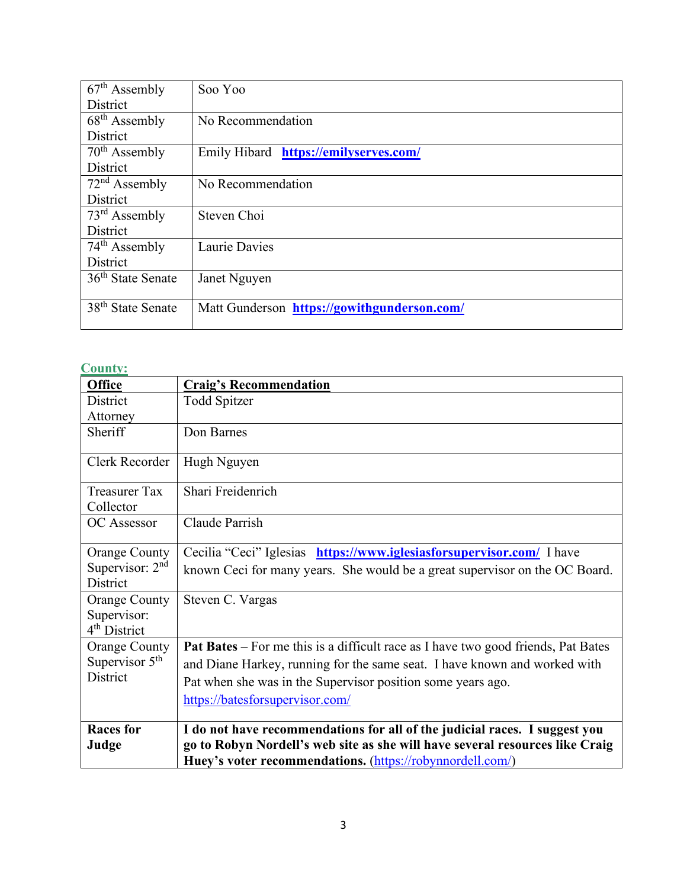| | |
|---|---|
| 67th Assembly District | Soo Yoo |
| 68th Assembly District | No Recommendation |
| 70th Assembly District | Emily Hibard **https://emilyserves.com/** |
| 72nd Assembly District | No Recommendation |
| 73rd Assembly District | Steven Choi |
| 74th Assembly District | Laurie Davies |
| 36th State Senate | Janet Nguyen |
| 38th State Senate | Matt Gunderson **https://gowithgunderson.com/** |

## County:

| Office | Craig's Recommendation |
|---|---|
| District Attorney | Todd Spitzer |
| Sheriff | Don Barnes |
| Clerk Recorder | Hugh Nguyen |
| Treasurer Tax Collector | Shari Freidenrich |
| OC Assessor | Claude Parrish |
| Orange County Supervisor: 2nd District | Cecilia "Ceci" Iglesias **https://www.iglesiasforsupervisor.com/** I have known Ceci for many years. She would be a great supervisor on the OC Board. |
| Orange County Supervisor: 4th District | Steven C. Vargas |
| Orange County Supervisor 5th District | **Pat Bates** – For me this is a difficult race as I have two good friends, Pat Bates and Diane Harkey, running for the same seat. I have known and worked with Pat when she was in the Supervisor position some years ago. https://batesforsupervisor.com/ |
| **Races for Judge** | **I do not have recommendations for all of the judicial races. I suggest you go to Robyn Nordell's web site as she will have several resources like Craig Huey's voter recommendations.** (https://robynnordell.com/) |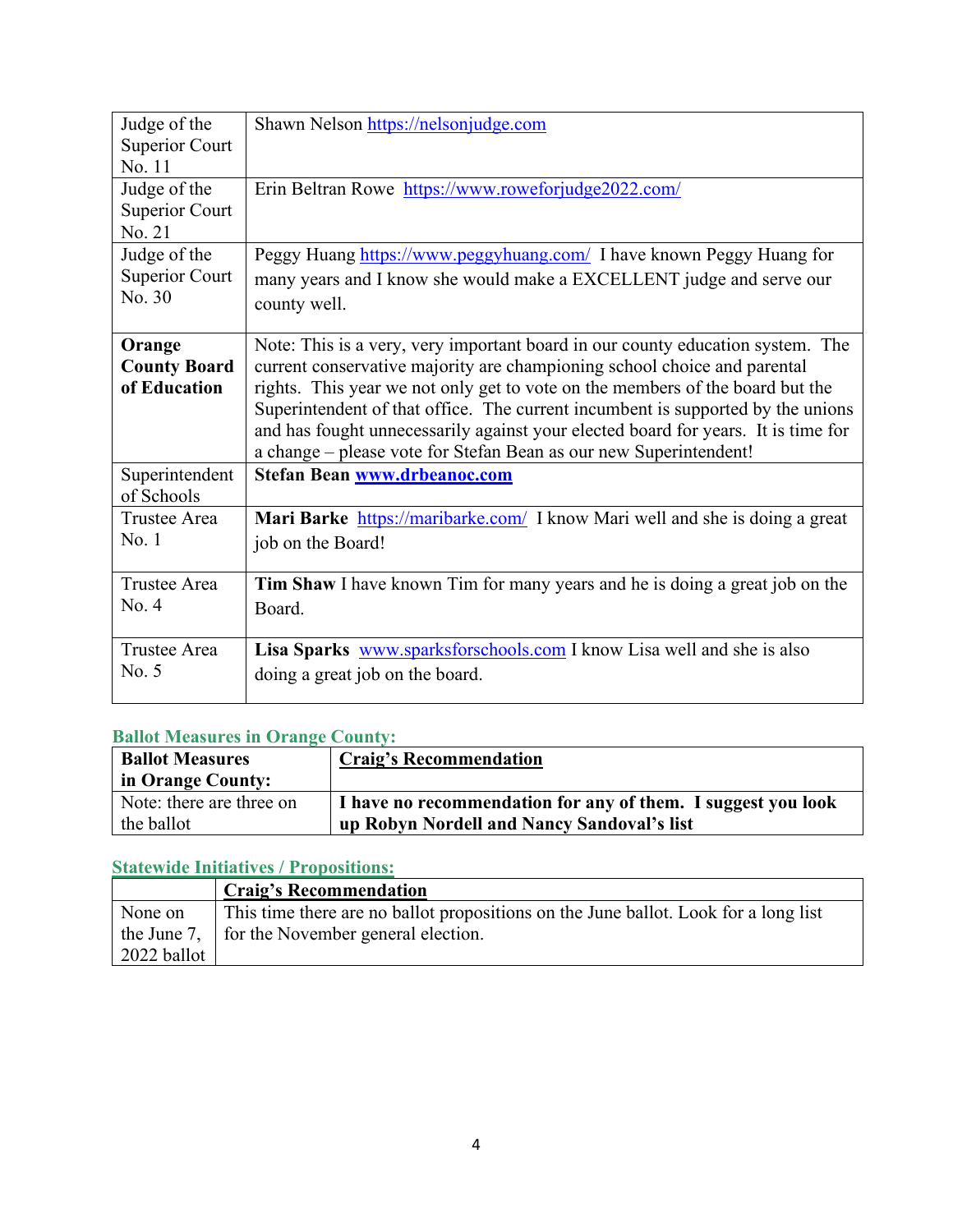| | |
|---|---|
| Judge of the Superior Court No. 11 | Shawn Nelson https://nelsonjudge.com |
| Judge of the Superior Court No. 21 | Erin Beltran Rowe https://www.roweforjudge2022.com/ |
| Judge of the Superior Court No. 30 | Peggy Huang https://www.peggyhuang.com/ I have known Peggy Huang for many years and I know she would make a EXCELLENT judge and serve our county well. |
| **Orange County Board of Education** | Note: This is a very, very important board in our county education system. The current conservative majority are championing school choice and parental rights. This year we not only get to vote on the members of the board but the Superintendent of that office. The current incumbent is supported by the unions and has fought unnecessarily against your elected board for years. It is time for a change – please vote for Stefan Bean as our new Superintendent! |
| Superintendent of Schools | **Stefan Bean www.drbeanoc.com** |
| Trustee Area No. 1 | **Mari Barke** https://maribarke.com/ I know Mari well and she is doing a great job on the Board! |
| Trustee Area No. 4 | **Tim Shaw** I have known Tim for many years and he is doing a great job on the Board. |
| Trustee Area No. 5 | **Lisa Sparks** www.sparksforschools.com I know Lisa well and she is also doing a great job on the board. |

## Ballot Measures in Orange County:

| **Ballot Measures in Orange County:** | **Craig's Recommendation** |
|---|---|
| Note: there are three on the ballot | **I have no recommendation for any of them. I suggest you look up Robyn Nordell and Nancy Sandoval's list** |

## Statewide Initiatives / Propositions:

| | **Craig's Recommendation** |
|---|---|
| None on the June 7, 2022 ballot | This time there are no ballot propositions on the June ballot. Look for a long list for the November general election. |